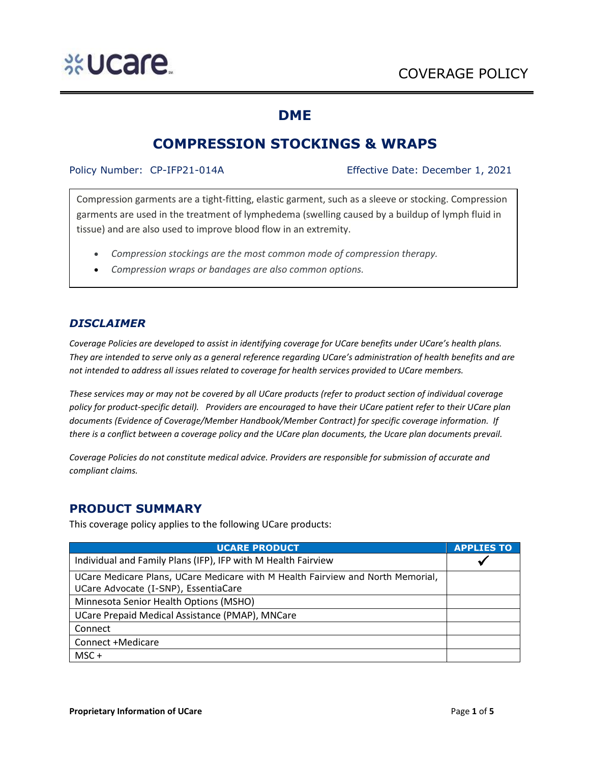COVERAGE POLICY

# DME

# COMPRESSION STOCKINGS & WRAPS

Policy Number: CP-IFP21-014A Effective Date: December 1, 2021

Compression garments are a tight-fitting, elastic garment, such as a sleeve or stocking. Compression garments are used in the treatment of lymphedema (swelling caused by a buildup of lymph fluid in tissue) and are also used to improve blood flow in an extremity.

- *Compression stockings are the most common mode of compression therapy.*
- *Compression wraps or bandages are also common options.*

## *DISCLAIMER*

*Coverage Policies are developed to assist in identifying coverage for UCare benefits under UCare's health plans. They are intended to serve only as a general reference regarding UCare's administration of health benefits and are not intended to address all issues related to coverage for health services provided to UCare members.*

*These services may or may not be covered by all UCare products (refer to product section of individual coverage policy for product-specific detail). Providers are encouraged to have their UCare patient refer to their UCare plan documents (Evidence of Coverage/Member Handbook/Member Contract) for specific coverage information. If there is a conflict between a coverage policy and the UCare plan documents, the Ucare plan documents prevail.*

*Coverage Policies do not constitute medical advice. Providers are responsible for submission of accurate and compliant claims.*

## PRODUCT SUMMARY

This coverage policy applies to the following UCare products:

| UCARE PRODUCT | APPLIES TO |
|---|---|
| Individual and Family Plans (IFP), IFP with M Health Fairview | ✔ |
| UCare Medicare Plans, UCare Medicare with M Health Fairview and North Memorial, UCare Advocate (I-SNP), EssentiaCare | |
| Minnesota Senior Health Options (MSHO) | |
| UCare Prepaid Medical Assistance (PMAP), MNCare | |
| Connect | |
| Connect +Medicare | |
| MSC + | |

**Proprietary Information of UCare**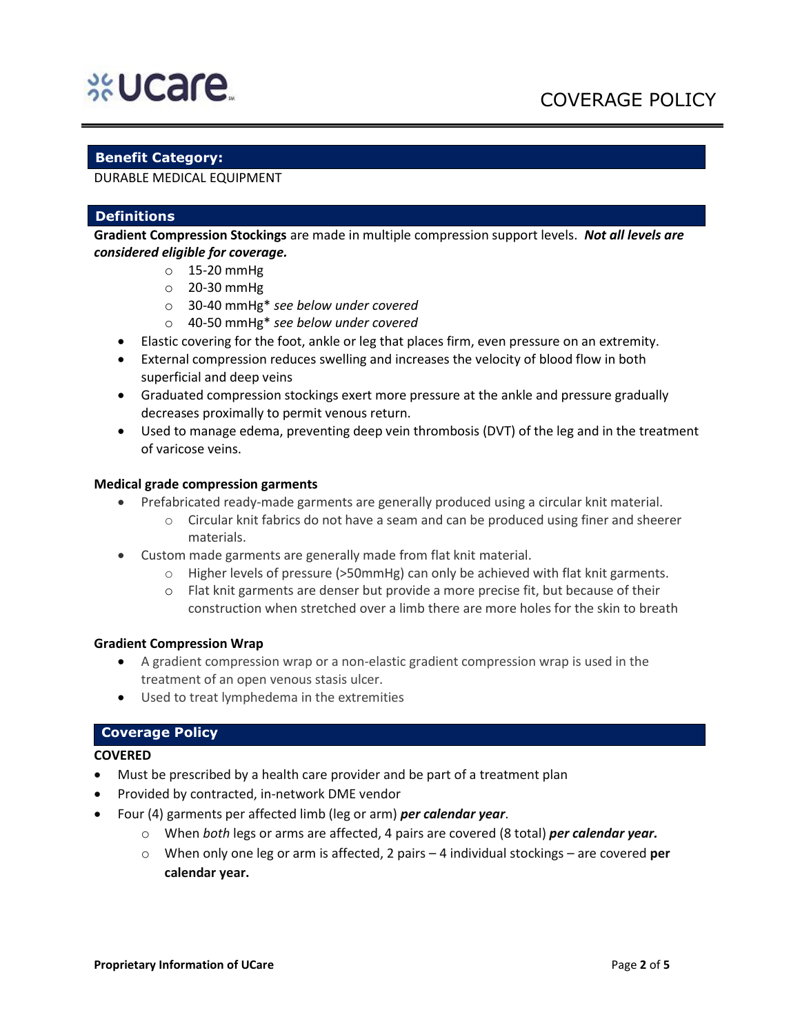# ucare

COVERAGE POLICY

## Benefit Category:

DURABLE MEDICAL EQUIPMENT

## Definitions

**Gradient Compression Stockings** are made in multiple compression support levels. ***Not all levels are considered eligible for coverage.***

- 15-20 mmHg
- 20-30 mmHg
- 30-40 mmHg* *see below under covered*
- 40-50 mmHg* *see below under covered*

- Elastic covering for the foot, ankle or leg that places firm, even pressure on an extremity.
- External compression reduces swelling and increases the velocity of blood flow in both superficial and deep veins
- Graduated compression stockings exert more pressure at the ankle and pressure gradually decreases proximally to permit venous return.
- Used to manage edema, preventing deep vein thrombosis (DVT) of the leg and in the treatment of varicose veins.

**Medical grade compression garments**

- Prefabricated ready-made garments are generally produced using a circular knit material.
  - Circular knit fabrics do not have a seam and can be produced using finer and sheerer materials.
- Custom made garments are generally made from flat knit material.
  - Higher levels of pressure (>50mmHg) can only be achieved with flat knit garments.
  - Flat knit garments are denser but provide a more precise fit, but because of their construction when stretched over a limb there are more holes for the skin to breath

**Gradient Compression Wrap**

- A gradient compression wrap or a non-elastic gradient compression wrap is used in the treatment of an open venous stasis ulcer.
- Used to treat lymphedema in the extremities

## Coverage Policy

**COVERED**

- Must be prescribed by a health care provider and be part of a treatment plan
- Provided by contracted, in-network DME vendor
- Four (4) garments per affected limb (leg or arm) ***per calendar year***.
  - When *both* legs or arms are affected, 4 pairs are covered (8 total) ***per calendar year.***
  - When only one leg or arm is affected, 2 pairs – 4 individual stockings – are covered **per calendar year.**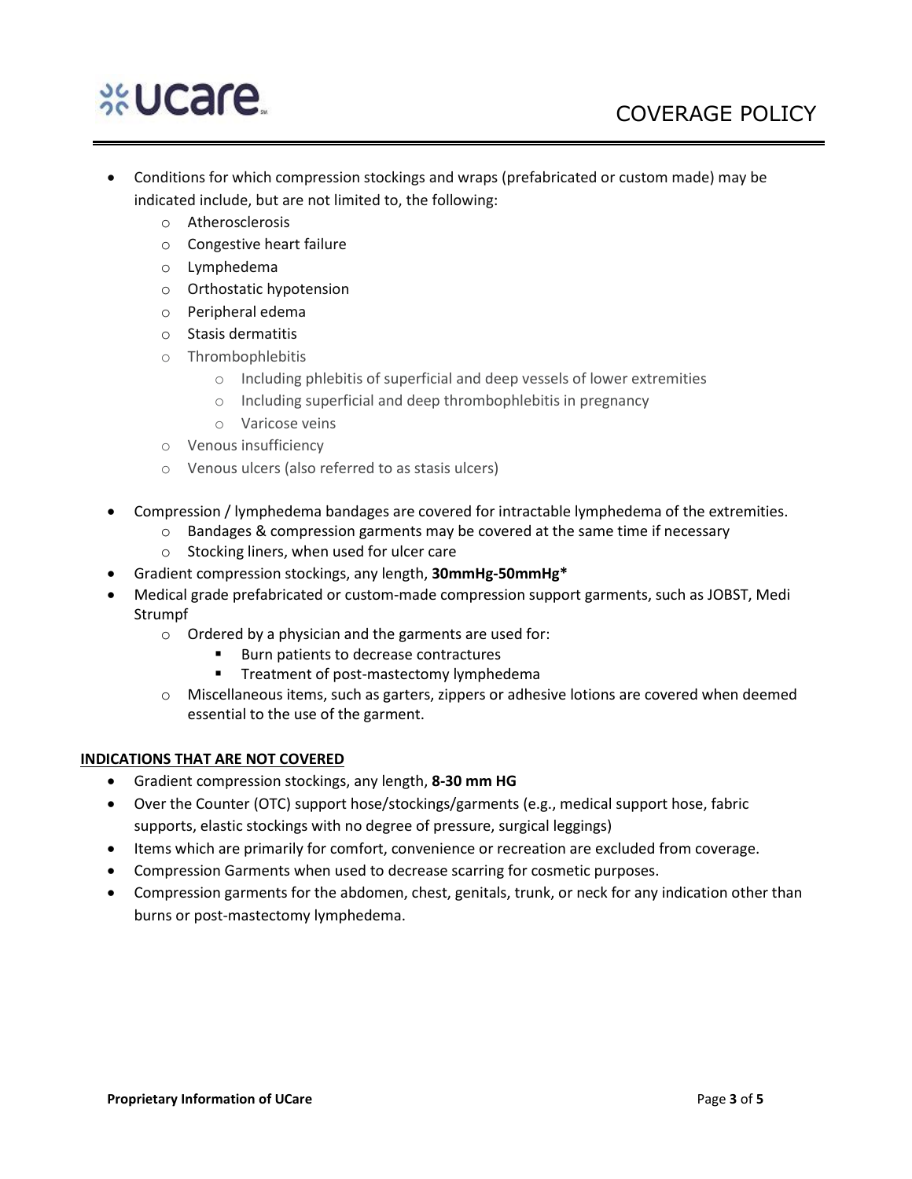- Conditions for which compression stockings and wraps (prefabricated or custom made) may be indicated include, but are not limited to, the following:
    - Atherosclerosis
    - Congestive heart failure
    - Lymphedema
    - Orthostatic hypotension
    - Peripheral edema
    - Stasis dermatitis
    - Thrombophlebitis
        - Including phlebitis of superficial and deep vessels of lower extremities
        - Including superficial and deep thrombophlebitis in pregnancy
        - Varicose veins
    - Venous insufficiency
    - Venous ulcers (also referred to as stasis ulcers)

- Compression / lymphedema bandages are covered for intractable lymphedema of the extremities.
    - Bandages & compression garments may be covered at the same time if necessary
    - Stocking liners, when used for ulcer care
- Gradient compression stockings, any length, **30mmHg-50mmHg***
- Medical grade prefabricated or custom-made compression support garments, such as JOBST, Medi Strumpf
    - Ordered by a physician and the garments are used for:
        - Burn patients to decrease contractures
        - Treatment of post-mastectomy lymphedema
    - Miscellaneous items, such as garters, zippers or adhesive lotions are covered when deemed essential to the use of the garment.

**INDICATIONS THAT ARE NOT COVERED**

- Gradient compression stockings, any length, **8-30 mm HG**
- Over the Counter (OTC) support hose/stockings/garments (e.g., medical support hose, fabric supports, elastic stockings with no degree of pressure, surgical leggings)
- Items which are primarily for comfort, convenience or recreation are excluded from coverage.
- Compression Garments when used to decrease scarring for cosmetic purposes.
- Compression garments for the abdomen, chest, genitals, trunk, or neck for any indication other than burns or post-mastectomy lymphedema.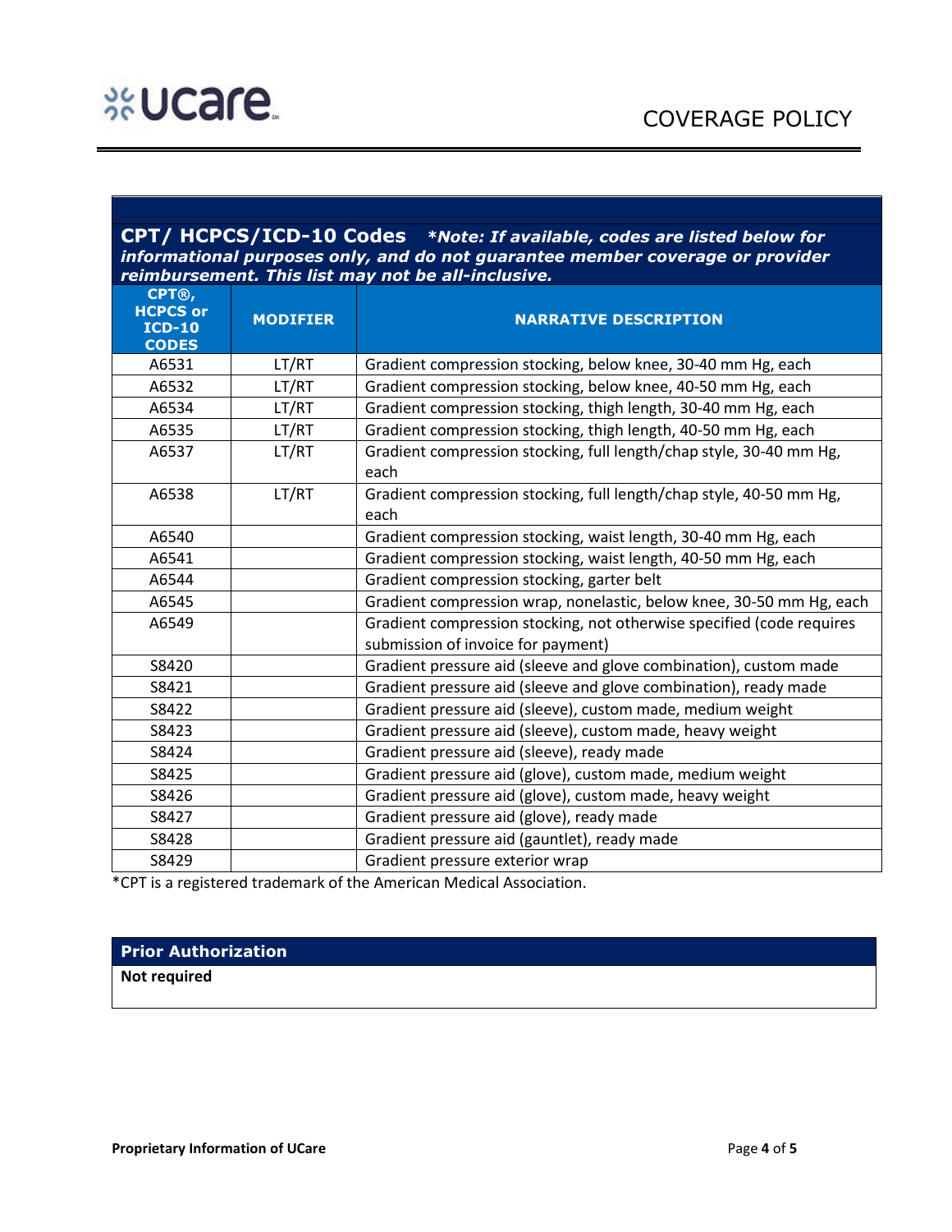## CPT/ HCPCS/ICD-10 Codes

***Note: If available, codes are listed below for informational purposes only, and do not guarantee member coverage or provider reimbursement. This list may not be all-inclusive.***

| CPT®, HCPCS or ICD-10 CODES | MODIFIER | NARRATIVE DESCRIPTION |
|---|---|---|
| A6531 | LT/RT | Gradient compression stocking, below knee, 30-40 mm Hg, each |
| A6532 | LT/RT | Gradient compression stocking, below knee, 40-50 mm Hg, each |
| A6534 | LT/RT | Gradient compression stocking, thigh length, 30-40 mm Hg, each |
| A6535 | LT/RT | Gradient compression stocking, thigh length, 40-50 mm Hg, each |
| A6537 | LT/RT | Gradient compression stocking, full length/chap style, 30-40 mm Hg, each |
| A6538 | LT/RT | Gradient compression stocking, full length/chap style, 40-50 mm Hg, each |
| A6540 | | Gradient compression stocking, waist length, 30-40 mm Hg, each |
| A6541 | | Gradient compression stocking, waist length, 40-50 mm Hg, each |
| A6544 | | Gradient compression stocking, garter belt |
| A6545 | | Gradient compression wrap, nonelastic, below knee, 30-50 mm Hg, each |
| A6549 | | Gradient compression stocking, not otherwise specified (code requires submission of invoice for payment) |
| S8420 | | Gradient pressure aid (sleeve and glove combination), custom made |
| S8421 | | Gradient pressure aid (sleeve and glove combination), ready made |
| S8422 | | Gradient pressure aid (sleeve), custom made, medium weight |
| S8423 | | Gradient pressure aid (sleeve), custom made, heavy weight |
| S8424 | | Gradient pressure aid (sleeve), ready made |
| S8425 | | Gradient pressure aid (glove), custom made, medium weight |
| S8426 | | Gradient pressure aid (glove), custom made, heavy weight |
| S8427 | | Gradient pressure aid (glove), ready made |
| S8428 | | Gradient pressure aid (gauntlet), ready made |
| S8429 | | Gradient pressure exterior wrap |

*CPT is a registered trademark of the American Medical Association.

## Prior Authorization

**Not required**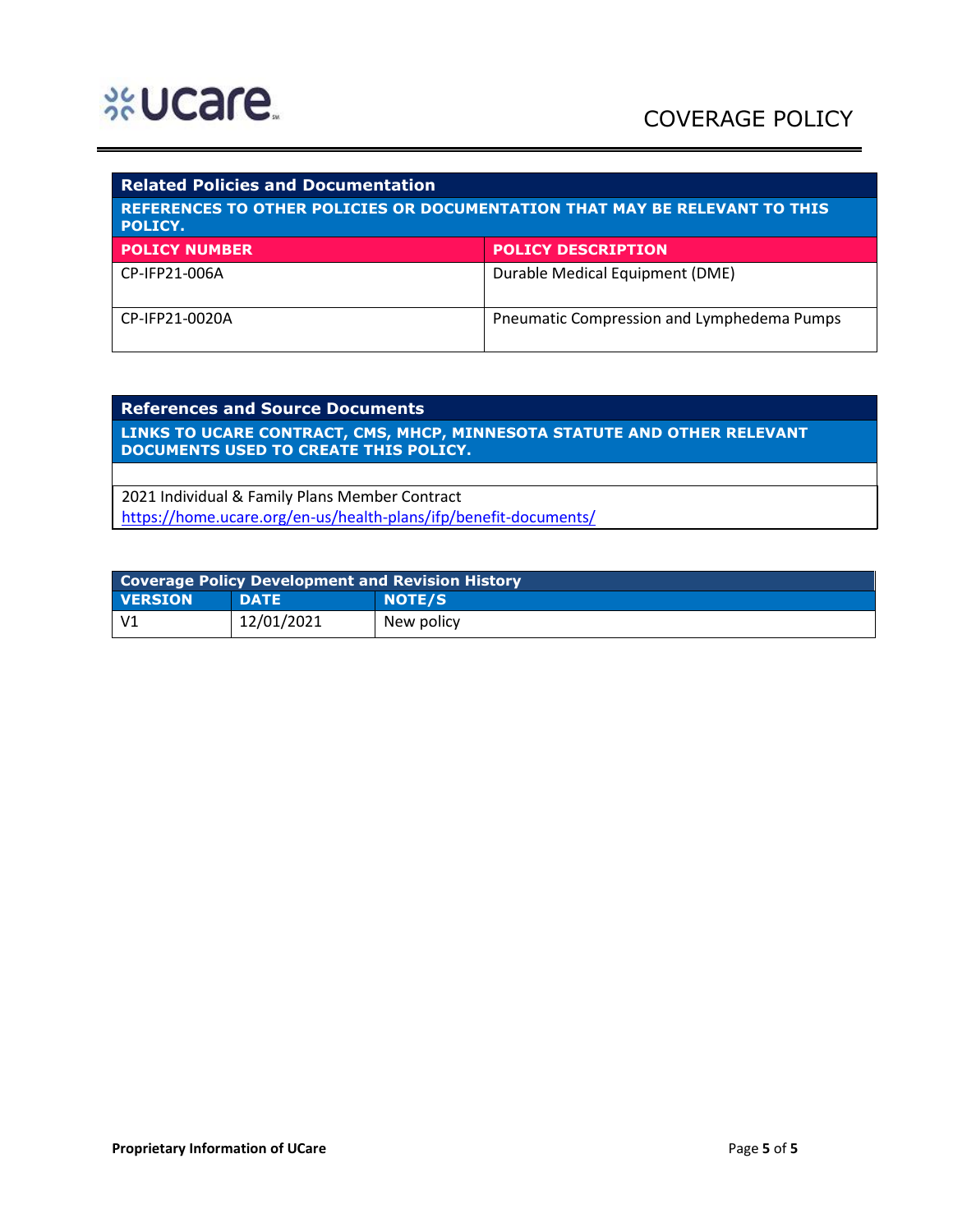COVERAGE POLICY

| Related Policies and Documentation | |
|---|---|
| **REFERENCES TO OTHER POLICIES OR DOCUMENTATION THAT MAY BE RELEVANT TO THIS POLICY.** | |
| **POLICY NUMBER** | **POLICY DESCRIPTION** |
| CP-IFP21-006A | Durable Medical Equipment (DME) |
| CP-IFP21-0020A | Pneumatic Compression and Lymphedema Pumps |

| References and Source Documents |
|---|
| **LINKS TO UCARE CONTRACT, CMS, MHCP, MINNESOTA STATUTE AND OTHER RELEVANT DOCUMENTS USED TO CREATE THIS POLICY.** |
| |
| 2021 Individual & Family Plans Member Contract https://home.ucare.org/en-us/health-plans/ifp/benefit-documents/ |

| Coverage Policy Development and Revision History | | |
|---|---|---|
| **VERSION** | **DATE** | **NOTE/S** |
| V1 | 12/01/2021 | New policy |

**Proprietary Information of UCare**